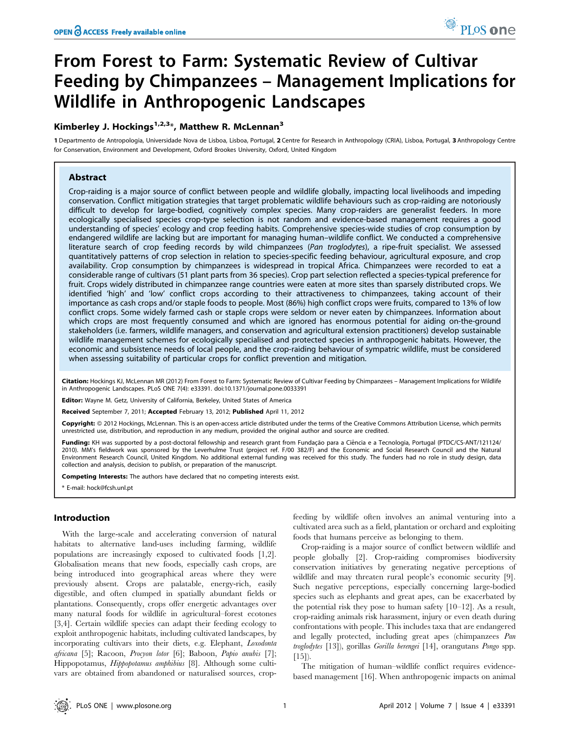# From Forest to Farm: Systematic Review of Cultivar Feeding by Chimpanzees – Management Implications for Wildlife in Anthropogenic Landscapes

**Kimberley J. Hockings[1,2,3]*, Matthew R. McLennan[3]**

1 Departamento de Antropologia, Universidade Nova de Lisboa, Lisboa, Portugal, 2 Centre for Research in Anthropology (CRIA), Lisboa, Portugal, 3 Anthropology Centre for Conservation, Environment and Development, Oxford Brookes University, Oxford, United Kingdom

## Abstract

Crop-raiding is a major source of conflict between people and wildlife globally, impacting local livelihoods and impeding conservation. Conflict mitigation strategies that target problematic wildlife behaviours such as crop-raiding are notoriously difficult to develop for large-bodied, cognitively complex species. Many crop-raiders are generalist feeders. In more ecologically specialised species crop-type selection is not random and evidence-based management requires a good understanding of species' ecology and crop feeding habits. Comprehensive species-wide studies of crop consumption by endangered wildlife are lacking but are important for managing human–wildlife conflict. We conducted a comprehensive literature search of crop feeding records by wild chimpanzees (*Pan troglodytes*), a ripe-fruit specialist. We assessed quantitatively patterns of crop selection in relation to species-specific feeding behaviour, agricultural exposure, and crop availability. Crop consumption by chimpanzees is widespread in tropical Africa. Chimpanzees were recorded to eat a considerable range of cultivars (51 plant parts from 36 species). Crop part selection reflected a species-typical preference for fruit. Crops widely distributed in chimpanzee range countries were eaten at more sites than sparsely distributed crops. We identified 'high' and 'low' conflict crops according to their attractiveness to chimpanzees, taking account of their importance as cash crops and/or staple foods to people. Most (86%) high conflict crops were fruits, compared to 13% of low conflict crops. Some widely farmed cash or staple crops were seldom or never eaten by chimpanzees. Information about which crops are most frequently consumed and which are ignored has enormous potential for aiding on-the-ground stakeholders (i.e. farmers, wildlife managers, and conservation and agricultural extension practitioners) develop sustainable wildlife management schemes for ecologically specialised and protected species in anthropogenic habitats. However, the economic and subsistence needs of local people, and the crop-raiding behaviour of sympatric wildlife, must be considered when assessing suitability of particular crops for conflict prevention and mitigation.

**Citation:** Hockings KJ, McLennan MR (2012) From Forest to Farm: Systematic Review of Cultivar Feeding by Chimpanzees – Management Implications for Wildlife in Anthropogenic Landscapes. PLoS ONE 7(4): e33391. doi:10.1371/journal.pone.0033391

**Editor:** Wayne M. Getz, University of California, Berkeley, United States of America

**Received** September 7, 2011; **Accepted** February 13, 2012; **Published** April 11, 2012

**Copyright:** © 2012 Hockings, McLennan. This is an open-access article distributed under the terms of the Creative Commons Attribution License, which permits unrestricted use, distribution, and reproduction in any medium, provided the original author and source are credited.

**Funding:** KH was supported by a post-doctoral fellowship and research grant from Fundação para a Ciência e a Tecnologia, Portugal (PTDC/CS-ANT/121124/2010). MM's fieldwork was sponsored by the Leverhulme Trust (project ref. F/00 382/F) and the Economic and Social Research Council and the Natural Environment Research Council, United Kingdom. No additional external funding was received for this study. The funders had no role in study design, data collection and analysis, decision to publish, or preparation of the manuscript.

**Competing Interests:** The authors have declared that no competing interests exist.

\* E-mail: hock@fcsh.unl.pt

## Introduction

With the large-scale and accelerating conversion of natural habitats to alternative land-uses including farming, wildlife populations are increasingly exposed to cultivated foods [1,2]. Globalisation means that new foods, especially cash crops, are being introduced into geographical areas where they were previously absent. Crops are palatable, energy-rich, easily digestible, and often clumped in spatially abundant fields or plantations. Consequently, crops offer energetic advantages over many natural foods for wildlife in agricultural–forest ecotones [3,4]. Certain wildlife species can adapt their feeding ecology to exploit anthropogenic habitats, including cultivated landscapes, by incorporating cultivars into their diets, e.g. Elephant, *Loxodonta africana* [5]; Racoon, *Procyon lotor* [6]; Baboon, *Papio anubis* [7]; Hippopotamus, *Hippopotamus amphibius* [8]. Although some cultivars are obtained from abandoned or naturalised sources, crop-feeding by wildlife often involves an animal venturing into a cultivated area such as a field, plantation or orchard and exploiting foods that humans perceive as belonging to them.

Crop-raiding is a major source of conflict between wildlife and people globally [2]. Crop-raiding compromises biodiversity conservation initiatives by generating negative perceptions of wildlife and may threaten rural people's economic security [9]. Such negative perceptions, especially concerning large-bodied species such as elephants and great apes, can be exacerbated by the potential risk they pose to human safety [10–12]. As a result, crop-raiding animals risk harassment, injury or even death during confrontations with people. This includes taxa that are endangered and legally protected, including great apes (chimpanzees *Pan troglodytes* [13]), gorillas *Gorilla berengei* [14], orangutans *Pongo* spp. [15]).

The mitigation of human–wildlife conflict requires evidence-based management [16]. When anthropogenic impacts on animal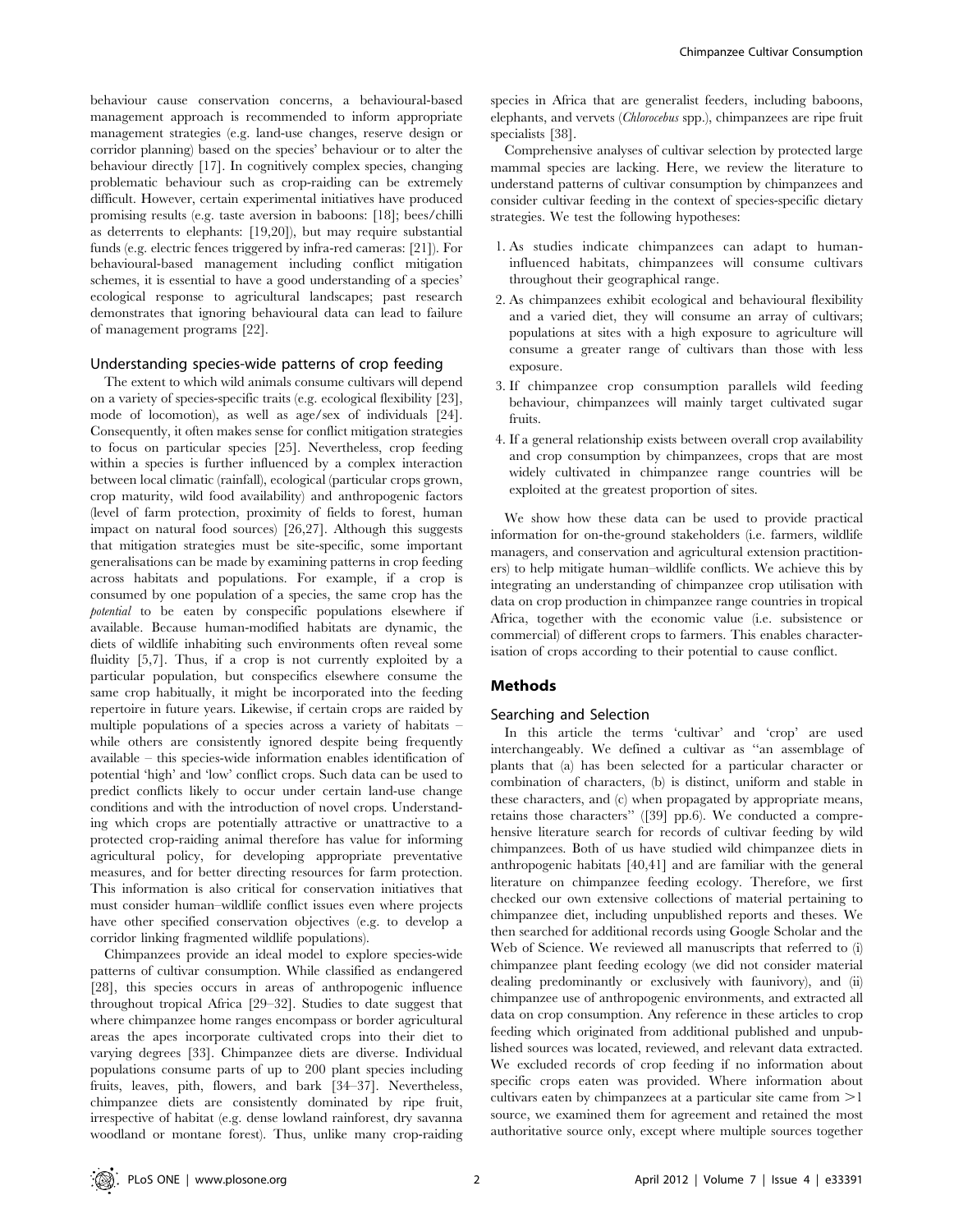behaviour cause conservation concerns, a behavioural-based management approach is recommended to inform appropriate management strategies (e.g. land-use changes, reserve design or corridor planning) based on the species' behaviour or to alter the behaviour directly [17]. In cognitively complex species, changing problematic behaviour such as crop-raiding can be extremely difficult. However, certain experimental initiatives have produced promising results (e.g. taste aversion in baboons: [18]; bees/chilli as deterrents to elephants: [19,20]), but may require substantial funds (e.g. electric fences triggered by infra-red cameras: [21]). For behavioural-based management including conflict mitigation schemes, it is essential to have a good understanding of a species' ecological response to agricultural landscapes; past research demonstrates that ignoring behavioural data can lead to failure of management programs [22].

### Understanding species-wide patterns of crop feeding

The extent to which wild animals consume cultivars will depend on a variety of species-specific traits (e.g. ecological flexibility [23], mode of locomotion), as well as age/sex of individuals [24]. Consequently, it often makes sense for conflict mitigation strategies to focus on particular species [25]. Nevertheless, crop feeding within a species is further influenced by a complex interaction between local climatic (rainfall), ecological (particular crops grown, crop maturity, wild food availability) and anthropogenic factors (level of farm protection, proximity of fields to forest, human impact on natural food sources) [26,27]. Although this suggests that mitigation strategies must be site-specific, some important generalisations can be made by examining patterns in crop feeding across habitats and populations. For example, if a crop is consumed by one population of a species, the same crop has the *potential* to be eaten by conspecific populations elsewhere if available. Because human-modified habitats are dynamic, the diets of wildlife inhabiting such environments often reveal some fluidity [5,7]. Thus, if a crop is not currently exploited by a particular population, but conspecifics elsewhere consume the same crop habitually, it might be incorporated into the feeding repertoire in future years. Likewise, if certain crops are raided by multiple populations of a species across a variety of habitats – while others are consistently ignored despite being frequently available – this species-wide information enables identification of potential 'high' and 'low' conflict crops. Such data can be used to predict conflicts likely to occur under certain land-use change conditions and with the introduction of novel crops. Understanding which crops are potentially attractive or unattractive to a protected crop-raiding animal therefore has value for informing agricultural policy, for developing appropriate preventative measures, and for better directing resources for farm protection. This information is also critical for conservation initiatives that must consider human–wildlife conflict issues even where projects have other specified conservation objectives (e.g. to develop a corridor linking fragmented wildlife populations).

Chimpanzees provide an ideal model to explore species-wide patterns of cultivar consumption. While classified as endangered [28], this species occurs in areas of anthropogenic influence throughout tropical Africa [29–32]. Studies to date suggest that where chimpanzee home ranges encompass or border agricultural areas the apes incorporate cultivated crops into their diet to varying degrees [33]. Chimpanzee diets are diverse. Individual populations consume parts of up to 200 plant species including fruits, leaves, pith, flowers, and bark [34–37]. Nevertheless, chimpanzee diets are consistently dominated by ripe fruit, irrespective of habitat (e.g. dense lowland rainforest, dry savanna woodland or montane forest). Thus, unlike many crop-raiding species in Africa that are generalist feeders, including baboons, elephants, and vervets (*Chlorocebus* spp.), chimpanzees are ripe fruit specialists [38].

Comprehensive analyses of cultivar selection by protected large mammal species are lacking. Here, we review the literature to understand patterns of cultivar consumption by chimpanzees and consider cultivar feeding in the context of species-specific dietary strategies. We test the following hypotheses:

1. As studies indicate chimpanzees can adapt to human-influenced habitats, chimpanzees will consume cultivars throughout their geographical range.
2. As chimpanzees exhibit ecological and behavioural flexibility and a varied diet, they will consume an array of cultivars; populations at sites with a high exposure to agriculture will consume a greater range of cultivars than those with less exposure.
3. If chimpanzee crop consumption parallels wild feeding behaviour, chimpanzees will mainly target cultivated sugar fruits.
4. If a general relationship exists between overall crop availability and crop consumption by chimpanzees, crops that are most widely cultivated in chimpanzee range countries will be exploited at the greatest proportion of sites.

We show how these data can be used to provide practical information for on-the-ground stakeholders (i.e. farmers, wildlife managers, and conservation and agricultural extension practitioners) to help mitigate human–wildlife conflicts. We achieve this by integrating an understanding of chimpanzee crop utilisation with data on crop production in chimpanzee range countries in tropical Africa, together with the economic value (i.e. subsistence or commercial) of different crops to farmers. This enables characterisation of crops according to their potential to cause conflict.

## Methods

### Searching and Selection

In this article the terms 'cultivar' and 'crop' are used interchangeably. We defined a cultivar as "an assemblage of plants that (a) has been selected for a particular character or combination of characters, (b) is distinct, uniform and stable in these characters, and (c) when propagated by appropriate means, retains those characters" ([39] pp.6). We conducted a comprehensive literature search for records of cultivar feeding by wild chimpanzees. Both of us have studied wild chimpanzee diets in anthropogenic habitats [40,41] and are familiar with the general literature on chimpanzee feeding ecology. Therefore, we first checked our own extensive collections of material pertaining to chimpanzee diet, including unpublished reports and theses. We then searched for additional records using Google Scholar and the Web of Science. We reviewed all manuscripts that referred to (i) chimpanzee plant feeding ecology (we did not consider material dealing predominantly or exclusively with faunivory), and (ii) chimpanzee use of anthropogenic environments, and extracted all data on crop consumption. Any reference in these articles to crop feeding which originated from additional published and unpublished sources was located, reviewed, and relevant data extracted. We excluded records of crop feeding if no information about specific crops eaten was provided. Where information about cultivars eaten by chimpanzees at a particular site came from >1 source, we examined them for agreement and retained the most authoritative source only, except where multiple sources together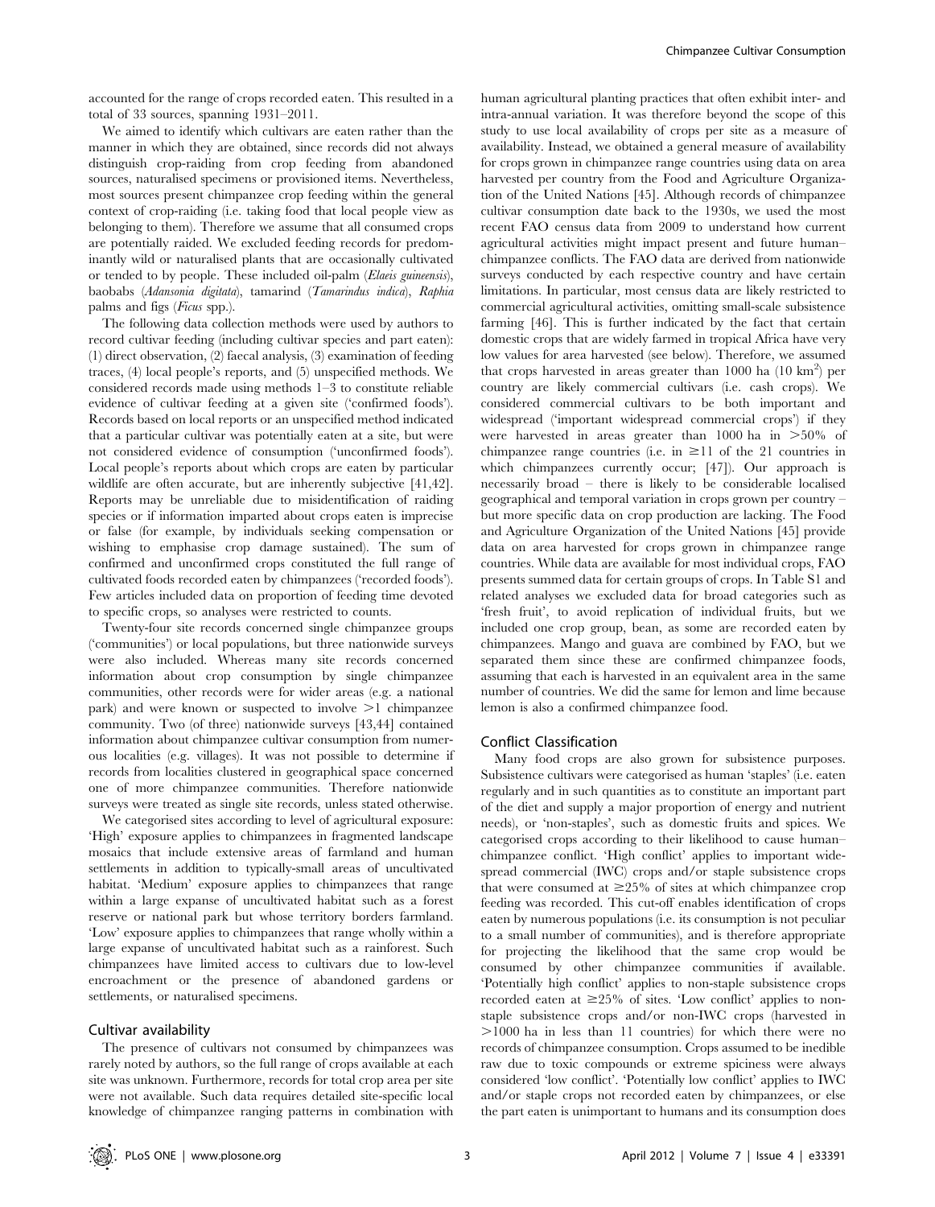accounted for the range of crops recorded eaten. This resulted in a total of 33 sources, spanning 1931–2011.

We aimed to identify which cultivars are eaten rather than the manner in which they are obtained, since records did not always distinguish crop-raiding from crop feeding from abandoned sources, naturalised specimens or provisioned items. Nevertheless, most sources present chimpanzee crop feeding within the general context of crop-raiding (i.e. taking food that local people view as belonging to them). Therefore we assume that all consumed crops are potentially raided. We excluded feeding records for predominantly wild or naturalised plants that are occasionally cultivated or tended to by people. These included oil-palm (*Elaeis guineensis*), baobabs (*Adansonia digitata*), tamarind (*Tamarindus indica*), *Raphia* palms and figs (*Ficus* spp.).

The following data collection methods were used by authors to record cultivar feeding (including cultivar species and part eaten): (1) direct observation, (2) faecal analysis, (3) examination of feeding traces, (4) local people's reports, and (5) unspecified methods. We considered records made using methods 1–3 to constitute reliable evidence of cultivar feeding at a given site ('confirmed foods'). Records based on local reports or an unspecified method indicated that a particular cultivar was potentially eaten at a site, but were not considered evidence of consumption ('unconfirmed foods'). Local people's reports about which crops are eaten by particular wildlife are often accurate, but are inherently subjective [41,42]. Reports may be unreliable due to misidentification of raiding species or if information imparted about crops eaten is imprecise or false (for example, by individuals seeking compensation or wishing to emphasise crop damage sustained). The sum of confirmed and unconfirmed crops constituted the full range of cultivated foods recorded eaten by chimpanzees ('recorded foods'). Few articles included data on proportion of feeding time devoted to specific crops, so analyses were restricted to counts.

Twenty-four site records concerned single chimpanzee groups ('communities') or local populations, but three nationwide surveys were also included. Whereas many site records concerned information about crop consumption by single chimpanzee communities, other records were for wider areas (e.g. a national park) and were known or suspected to involve >1 chimpanzee community. Two (of three) nationwide surveys [43,44] contained information about chimpanzee cultivar consumption from numerous localities (e.g. villages). It was not possible to determine if records from localities clustered in geographical space concerned one of more chimpanzee communities. Therefore nationwide surveys were treated as single site records, unless stated otherwise.

We categorised sites according to level of agricultural exposure: 'High' exposure applies to chimpanzees in fragmented landscape mosaics that include extensive areas of farmland and human settlements in addition to typically-small areas of uncultivated habitat. 'Medium' exposure applies to chimpanzees that range within a large expanse of uncultivated habitat such as a forest reserve or national park but whose territory borders farmland. 'Low' exposure applies to chimpanzees that range wholly within a large expanse of uncultivated habitat such as a rainforest. Such chimpanzees have limited access to cultivars due to low-level encroachment or the presence of abandoned gardens or settlements, or naturalised specimens.

## Cultivar availability

The presence of cultivars not consumed by chimpanzees was rarely noted by authors, so the full range of crops available at each site was unknown. Furthermore, records for total crop area per site were not available. Such data requires detailed site-specific local knowledge of chimpanzee ranging patterns in combination with human agricultural planting practices that often exhibit inter- and intra-annual variation. It was therefore beyond the scope of this study to use local availability of crops per site as a measure of availability. Instead, we obtained a general measure of availability for crops grown in chimpanzee range countries using data on area harvested per country from the Food and Agriculture Organization of the United Nations [45]. Although records of chimpanzee cultivar consumption date back to the 1930s, we used the most recent FAO census data from 2009 to understand how current agricultural activities might impact present and future human–chimpanzee conflicts. The FAO data are derived from nationwide surveys conducted by each respective country and have certain limitations. In particular, most census data are likely restricted to commercial agricultural activities, omitting small-scale subsistence farming [46]. This is further indicated by the fact that certain domestic crops that are widely farmed in tropical Africa have very low values for area harvested (see below). Therefore, we assumed that crops harvested in areas greater than 1000 ha (10 km$^2$) per country are likely commercial cultivars (i.e. cash crops). We considered commercial cultivars to be both important and widespread ('important widespread commercial crops') if they were harvested in areas greater than 1000 ha in >50% of chimpanzee range countries (i.e. in ≥11 of the 21 countries in which chimpanzees currently occur; [47]). Our approach is necessarily broad – there is likely to be considerable localised geographical and temporal variation in crops grown per country – but more specific data on crop production are lacking. The Food and Agriculture Organization of the United Nations [45] provide data on area harvested for crops grown in chimpanzee range countries. While data are available for most individual crops, FAO presents summed data for certain groups of crops. In Table S1 and related analyses we excluded data for broad categories such as 'fresh fruit', to avoid replication of individual fruits, but we included one crop group, bean, as some are recorded eaten by chimpanzees. Mango and guava are combined by FAO, but we separated them since these are confirmed chimpanzee foods, assuming that each is harvested in an equivalent area in the same number of countries. We did the same for lemon and lime because lemon is also a confirmed chimpanzee food.

## Conflict Classification

Many food crops are also grown for subsistence purposes. Subsistence cultivars were categorised as human 'staples' (i.e. eaten regularly and in such quantities as to constitute an important part of the diet and supply a major proportion of energy and nutrient needs), or 'non-staples', such as domestic fruits and spices. We categorised crops according to their likelihood to cause human–chimpanzee conflict. 'High conflict' applies to important widespread commercial (IWC) crops and/or staple subsistence crops that were consumed at ≥25% of sites at which chimpanzee crop feeding was recorded. This cut-off enables identification of crops eaten by numerous populations (i.e. its consumption is not peculiar to a small number of communities), and is therefore appropriate for projecting the likelihood that the same crop would be consumed by other chimpanzee communities if available. 'Potentially high conflict' applies to non-staple subsistence crops recorded eaten at ≥25% of sites. 'Low conflict' applies to non-staple subsistence crops and/or non-IWC crops (harvested in >1000 ha in less than 11 countries) for which there were no records of chimpanzee consumption. Crops assumed to be inedible raw due to toxic compounds or extreme spiciness were always considered 'low conflict'. 'Potentially low conflict' applies to IWC and/or staple crops not recorded eaten by chimpanzees, or else the part eaten is unimportant to humans and its consumption does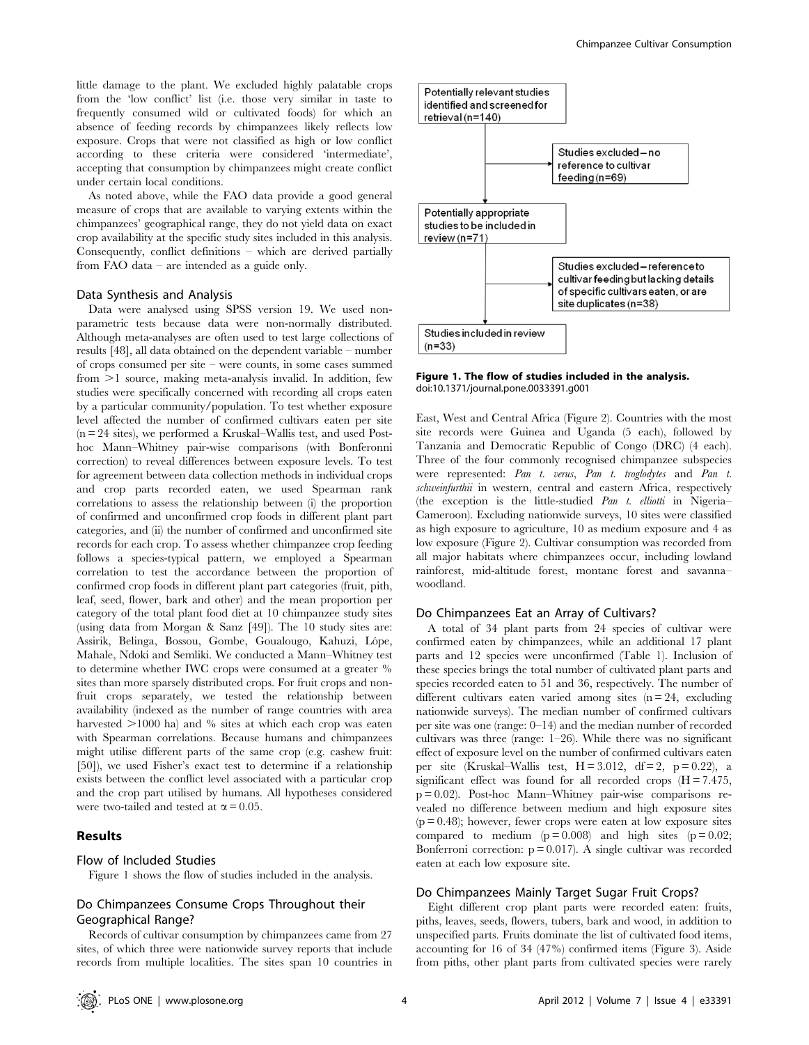little damage to the plant. We excluded highly palatable crops from the 'low conflict' list (i.e. those very similar in taste to frequently consumed wild or cultivated foods) for which an absence of feeding records by chimpanzees likely reflects low exposure. Crops that were not classified as high or low conflict according to these criteria were considered 'intermediate', accepting that consumption by chimpanzees might create conflict under certain local conditions.

As noted above, while the FAO data provide a good general measure of crops that are available to varying extents within the chimpanzees' geographical range, they do not yield data on exact crop availability at the specific study sites included in this analysis. Consequently, conflict definitions – which are derived partially from FAO data – are intended as a guide only.

### Data Synthesis and Analysis

Data were analysed using SPSS version 19. We used non-parametric tests because data were non-normally distributed. Although meta-analyses are often used to test large collections of results [48], all data obtained on the dependent variable – number of crops consumed per site – were counts, in some cases summed from >1 source, making meta-analysis invalid. In addition, few studies were specifically concerned with recording all crops eaten by a particular community/population. To test whether exposure level affected the number of confirmed cultivars eaten per site (n = 24 sites), we performed a Kruskal–Wallis test, and used Post-hoc Mann–Whitney pair-wise comparisons (with Bonferonni correction) to reveal differences between exposure levels. To test for agreement between data collection methods in individual crops and crop parts recorded eaten, we used Spearman rank correlations to assess the relationship between (i) the proportion of confirmed and unconfirmed crop foods in different plant part categories, and (ii) the number of confirmed and unconfirmed site records for each crop. To assess whether chimpanzee crop feeding follows a species-typical pattern, we employed a Spearman correlation to test the accordance between the proportion of confirmed crop foods in different plant part categories (fruit, pith, leaf, seed, flower, bark and other) and the mean proportion per category of the total plant food diet at 10 chimpanzee study sites (using data from Morgan & Sanz [49]). The 10 study sites are: Assirik, Belinga, Bossou, Gombe, Goualougo, Kahuzi, Lópe, Mahale, Ndoki and Semliki. We conducted a Mann–Whitney test to determine whether IWC crops were consumed at a greater % sites than more sparsely distributed crops. For fruit crops and non-fruit crops separately, we tested the relationship between availability (indexed as the number of range countries with area harvested >1000 ha) and % sites at which each crop was eaten with Spearman correlations. Because humans and chimpanzees might utilise different parts of the same crop (e.g. cashew fruit: [50]), we used Fisher's exact test to determine if a relationship exists between the conflict level associated with a particular crop and the crop part utilised by humans. All hypotheses considered were two-tailed and tested at $\alpha = 0.05$.

## Results

### Flow of Included Studies

Figure 1 shows the flow of studies included in the analysis.

Potentially relevant studies identified and screened for retrieval (n=140)

Studies excluded – no reference to cultivar feeding (n=69)

Potentially appropriate studies to be included in review (n=71)

Studies excluded – reference to cultivar feeding but lacking details of specific cultivars eaten, or are site duplicates (n=38)

Studies included in review (n=33)

**Figure 1. The flow of studies included in the analysis.**
doi:10.1371/journal.pone.0033391.g001

### Do Chimpanzees Consume Crops Throughout their Geographical Range?

Records of cultivar consumption by chimpanzees came from 27 sites, of which three were nationwide survey reports that include records from multiple localities. The sites span 10 countries in East, West and Central Africa (Figure 2). Countries with the most site records were Guinea and Uganda (5 each), followed by Tanzania and Democratic Republic of Congo (DRC) (4 each). Three of the four commonly recognised chimpanzee subspecies were represented: *Pan t. verus*, *Pan t. troglodytes* and *Pan t. schweinfurthii* in western, central and eastern Africa, respectively (the exception is the little-studied *Pan t. elliotti* in Nigeria–Cameroon). Excluding nationwide surveys, 10 sites were classified as high exposure to agriculture, 10 as medium exposure and 4 as low exposure (Figure 2). Cultivar consumption was recorded from all major habitats where chimpanzees occur, including lowland rainforest, mid-altitude forest, montane forest and savanna–woodland.

### Do Chimpanzees Eat an Array of Cultivars?

A total of 34 plant parts from 24 species of cultivar were confirmed eaten by chimpanzees, while an additional 17 plant parts and 12 species were unconfirmed (Table 1). Inclusion of these species brings the total number of cultivated plant parts and species recorded eaten to 51 and 36, respectively. The number of different cultivars eaten varied among sites (n = 24, excluding nationwide surveys). The median number of confirmed cultivars per site was one (range: 0–14) and the median number of recorded cultivars was three (range: 1–26). While there was no significant effect of exposure level on the number of confirmed cultivars eaten per site (Kruskal–Wallis test, $H = 3.012$, $df = 2$, $p = 0.22$), a significant effect was found for all recorded crops ($H = 7.475$, $p = 0.02$). Post-hoc Mann–Whitney pair-wise comparisons revealed no difference between medium and high exposure sites ($p = 0.48$); however, fewer crops were eaten at low exposure sites compared to medium ($p = 0.008$) and high sites ($p = 0.02$; Bonferroni correction: $p = 0.017$). A single cultivar was recorded eaten at each low exposure site.

### Do Chimpanzees Mainly Target Sugar Fruit Crops?

Eight different crop plant parts were recorded eaten: fruits, piths, leaves, seeds, flowers, tubers, bark and wood, in addition to unspecified parts. Fruits dominate the list of cultivated food items, accounting for 16 of 34 (47%) confirmed items (Figure 3). Aside from piths, other plant parts from cultivated species were rarely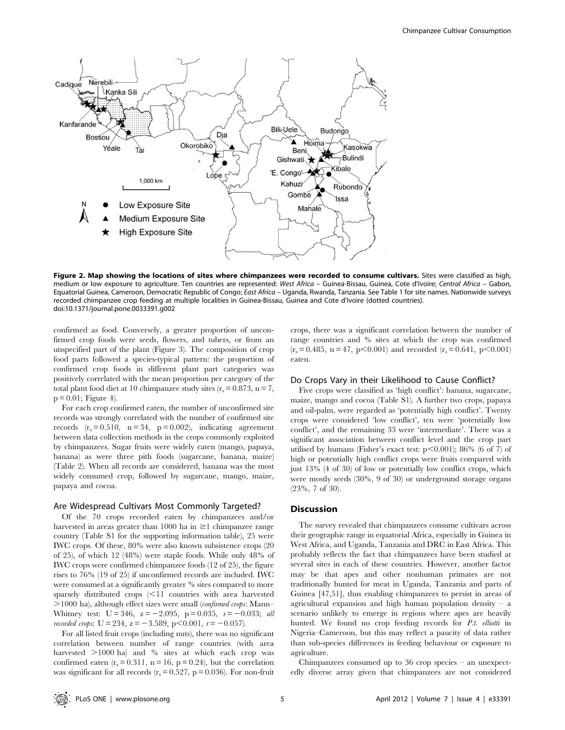**Figure 2. Map showing the locations of sites where chimpanzees were recorded to consume cultivars.** Sites were classified as high, medium or low exposure to agriculture. Ten countries are represented: *West Africa* – Guinea-Bissau, Guinea, Cote d'Ivoire; *Central Africa* – Gabon, Equatorial Guinea, Cameroon, Democratic Republic of Congo; *East Africa* – Uganda, Rwanda, Tanzania. See Table 1 for site names. Nationwide surveys recorded chimpanzee crop feeding at multiple localities in Guinea-Bissau, Guinea and Cote d'Ivoire (dotted countries).
doi:10.1371/journal.pone.0033391.g002

confirmed as food. Conversely, a greater proportion of unconfirmed crop foods were seeds, flowers, and tubers, or from an unspecified part of the plant (Figure 3). The composition of crop food parts followed a species-typical pattern: the proportion of confirmed crop foods in different plant part categories was positively correlated with the mean proportion per category of the total plant food diet at 10 chimpanzee study sites ($r_s = 0.873$, $n = 7$, $p = 0.01$; Figure 4).

For each crop confirmed eaten, the number of unconfirmed site records was strongly correlated with the number of confirmed site records ($r_s = 0.510$, $n = 34$, $p = 0.002$), indicating agreement between data collection methods in the crops commonly exploited by chimpanzees. Sugar fruits were widely eaten (mango, papaya, banana) as were three pith foods (sugarcane, banana, maize) (Table 2). When all records are considered, banana was the most widely consumed crop, followed by sugarcane, mango, maize, papaya and cocoa.

### Are Widespread Cultivars Most Commonly Targeted?

Of the 70 crops recorded eaten by chimpanzees and/or harvested in areas greater than 1000 ha in $\geq 1$ chimpanzee range country (Table S1 for the supporting information table), 25 were IWC crops. Of these, 80% were also known subsistence crops (20 of 25), of which 12 (48%) were staple foods. While only 48% of IWC crops were confirmed chimpanzee foods (12 of 25), the figure rises to 76% (19 of 25) if unconfirmed records are included. IWC were consumed at a significantly greater % sites compared to more sparsely distributed crops ($<11$ countries with area harvested $>1000$ ha), although effect sizes were small (*confirmed crops*: Mann–Whitney test: $U = 346$, $z = -2.095$, $p = 0.035$, $r = -0.033$; *all recorded crops*: $U = 234$, $z = -3.589$, $p < 0.001$, $r = -0.057$).

For all listed fruit crops (including nuts), there was no significant correlation between number of range countries (with area harvested $>1000$ ha) and % sites at which each crop was confirmed eaten ($r_s = 0.311$, $n = 16$, $p = 0.24$), but the correlation was significant for all records ($r_s = 0.527$, $p = 0.036$). For non-fruit crops, there was a significant correlation between the number of range countries and % sites at which the crop was confirmed ($r_s = 0.485$, $n = 47$, $p < 0.001$) and recorded ($r_s = 0.641$, $p < 0.001$) eaten.

### Do Crops Vary in their Likelihood to Cause Conflict?

Five crops were classified as 'high conflict': banana, sugarcane, maize, mango and cocoa (Table S1). A further two crops, papaya and oil-palm, were regarded as 'potentially high conflict'. Twenty crops were considered 'low conflict', ten were 'potentially low conflict', and the remaining 33 were 'intermediate'. There was a significant association between conflict level and the crop part utilised by humans (Fisher's exact test: $p < 0.001$); 86% (6 of 7) of high or potentially high conflict crops were fruits compared with just 13% (4 of 30) of low or potentially low conflict crops, which were mostly seeds (30%, 9 of 30) or underground storage organs (23%, 7 of 30).

## Discussion

The survey revealed that chimpanzees consume cultivars across their geographic range in equatorial Africa, especially in Guinea in West Africa, and Uganda, Tanzania and DRC in East Africa. This probably reflects the fact that chimpanzees have been studied at several sites in each of these countries. However, another factor may be that apes and other nonhuman primates are not traditionally hunted for meat in Uganda, Tanzania and parts of Guinea [47,51], thus enabling chimpanzees to persist in areas of agricultural expansion and high human population density – a scenario unlikely to emerge in regions where apes are heavily hunted. We found no crop feeding records for *P.t. elliotti* in Nigeria–Cameroon, but this may reflect a paucity of data rather than sub-species differences in feeding behaviour or exposure to agriculture.

Chimpanzees consumed up to 36 crop species – an unexpectedly diverse array given that chimpanzees are not considered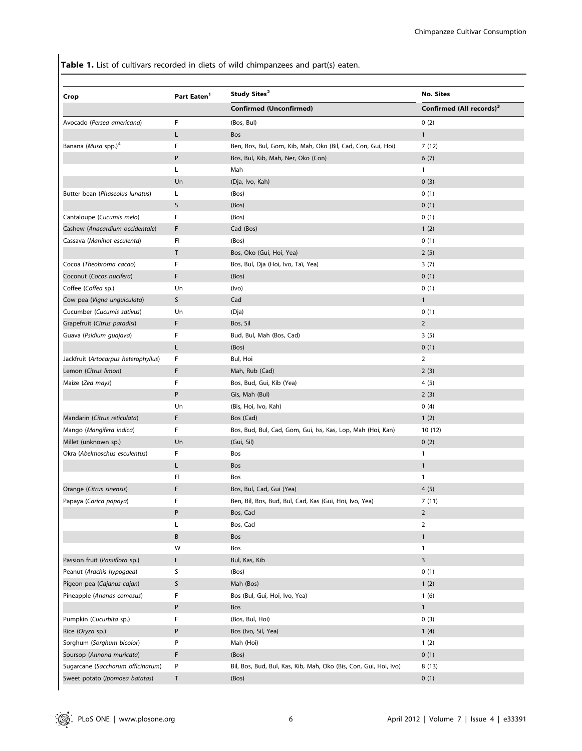**Table 1.** List of cultivars recorded in diets of wild chimpanzees and part(s) eaten.

| Crop | Part Eaten[1] | Study Sites[2] | No. Sites |
|---|---|---|---|
| | | Confirmed (Unconfirmed) | Confirmed (All records)[3] |
| Avocado (*Persea americana*) | F | (Bos, Bul) | 0 (2) |
| | L | Bos | 1 |
| Banana (*Musa* spp.)[4] | F | Ben, Bos, Bul, Gom, Kib, Mah, Oko (Bil, Cad, Con, Gui, Hoi) | 7 (12) |
| | P | Bos, Bul, Kib, Mah, Ner, Oko (Con) | 6 (7) |
| | L | Mah | 1 |
| | Un | (Dja, Ivo, Kah) | 0 (3) |
| Butter bean (*Phaseolus lunatus*) | L | (Bos) | 0 (1) |
| | S | (Bos) | 0 (1) |
| Cantaloupe (*Cucumis melo*) | F | (Bos) | 0 (1) |
| Cashew (*Anacardium occidentale*) | F | Cad (Bos) | 1 (2) |
| Cassava (*Manihot esculenta*) | Fl | (Bos) | 0 (1) |
| | T | Bos, Oko (Gui, Hoi, Yea) | 2 (5) |
| Cocoa (*Theobroma cacao*) | F | Bos, Bul, Dja (Hoi, Ivo, Taï, Yea) | 3 (7) |
| Coconut (*Cocos nucifera*) | F | (Bos) | 0 (1) |
| Coffee (*Coffea* sp.) | Un | (Ivo) | 0 (1) |
| Cow pea (*Vigna unguiculata*) | S | Cad | 1 |
| Cucumber (*Cucumis sativus*) | Un | (Dja) | 0 (1) |
| Grapefruit (*Citrus paradisi*) | F | Bos, Sil | 2 |
| Guava (*Psidium guajava*) | F | Bud, Bul, Mah (Bos, Cad) | 3 (5) |
| | L | (Bos) | 0 (1) |
| Jackfruit (*Artocarpus heterophyllus*) | F | Bul, Hoi | 2 |
| Lemon (*Citrus limon*) | F | Mah, Rub (Cad) | 2 (3) |
| Maize (*Zea mays*) | F | Bos, Bud, Gui, Kib (Yea) | 4 (5) |
| | P | Gis, Mah (Bul) | 2 (3) |
| | Un | (Bis, Hoi, Ivo, Kah) | 0 (4) |
| Mandarin (*Citrus reticulata*) | F | Bos (Cad) | 1 (2) |
| Mango (*Mangifera indica*) | F | Bos, Bud, Bul, Cad, Gom, Gui, Iss, Kas, Lop, Mah (Hoi, Kan) | 10 (12) |
| Millet (unknown sp.) | Un | (Gui, Sil) | 0 (2) |
| Okra (*Abelmoschus esculentus*) | F | Bos | 1 |
| | L | Bos | 1 |
| | Fl | Bos | 1 |
| Orange (*Citrus sinensis*) | F | Bos, Bul, Cad, Gui (Yea) | 4 (5) |
| Papaya (*Carica papaya*) | F | Ben, Bil, Bos, Bud, Bul, Cad, Kas (Gui, Hoi, Ivo, Yea) | 7 (11) |
| | P | Bos, Cad | 2 |
| | L | Bos, Cad | 2 |
| | B | Bos | 1 |
| | W | Bos | 1 |
| Passion fruit (*Passiflora* sp.) | F | Bul, Kas, Kib | 3 |
| Peanut (*Arachis hypogaea*) | S | (Bos) | 0 (1) |
| Pigeon pea (*Cajanus cajan*) | S | Mah (Bos) | 1 (2) |
| Pineapple (*Ananas comosus*) | F | Bos (Bul, Gui, Hoi, Ivo, Yea) | 1 (6) |
| | P | Bos | 1 |
| Pumpkin (*Cucurbita* sp.) | F | (Bos, Bul, Hoi) | 0 (3) |
| Rice (*Oryza* sp.) | P | Bos (Ivo, Sil, Yea) | 1 (4) |
| Sorghum (*Sorghum bicolor*) | P | Mah (Hoi) | 1 (2) |
| Soursop (*Annona muricata*) | F | (Bos) | 0 (1) |
| Sugarcane (*Saccharum officinarum*) | P | Bil, Bos, Bud, Bul, Kas, Kib, Mah, Oko (Bis, Con, Gui, Hoi, Ivo) | 8 (13) |
| Sweet potato (*Ipomoea batatas*) | T | (Bos) | 0 (1) |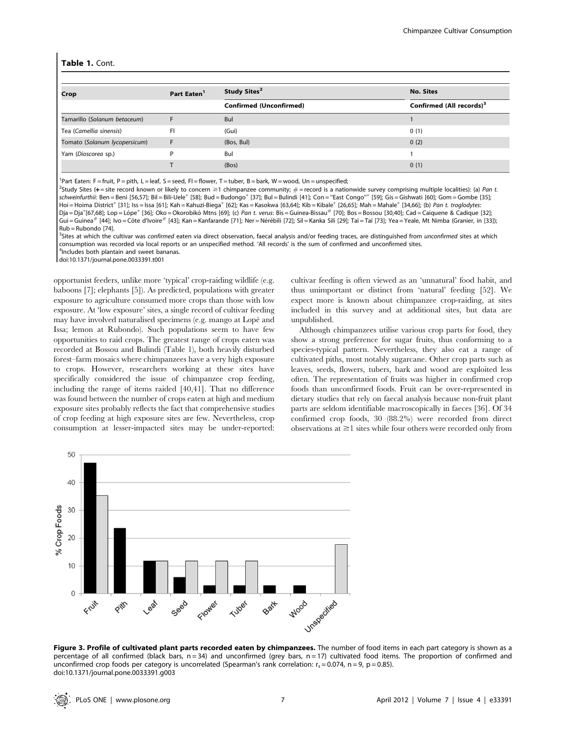**Table 1.** Cont.

| Crop | Part Eaten[1] | Study Sites[2] | No. Sites |
|---|---|---|---|
| | | Confirmed (Unconfirmed) | Confirmed (All records)[3] |
| Tamarillo (*Solanum betaceum*) | F | Bul | 1 |
| Tea (*Camellia sinensis*) | Fl | (Gui) | 0 (1) |
| Tomato (*Solanum lycopersicum*) | F | (Bos, Bul) | 0 (2) |
| Yam (*Dioscorea* sp.) | P | Bul | 1 |
| | T | (Bos) | 0 (1) |

[1]Part Eaten: F = fruit, P = pith, L = leaf, S = seed, Fl = flower, T = tuber, B = bark, W = wood, Un = unspecified;

[2]Study Sites (+ = site record known or likely to concern ≥1 chimpanzee community; # = record is a nationwide survey comprising multiple localities): (a) *Pan t. schweinfurthii*: Ben = Beni [56,57]; Bil = Bili-Uele+ [58]; Bud = Budongo+ [37]; Bul = Bulindi [41]; Con = "East Congo"+ [59]; Gis = Gishwati [60]; Gom = Gombe [35]; Hoi = Hoima District+ [31]; Iss = Issa [61]; Kah = Kahuzi-Biega+ [62]; Kas = Kasokwa [63,64]; Kib = Kibale+ [26,65]; Mah = Mahale+ [34,66]; (b) *Pan t. troglodytes*: Dja = Dja+[67,68]; Lop = Lópe+ [36]; Oko = Okorobikó Mtns [69]; (c) *Pan t. verus*: Bis = Guinea-Bissau# [70]; Bos = Bossou [30,40]; Cad = Caiquene & Cadique [32]; Gui = Guinea# [44]; Ivo = Côte d'Ivoire# [43]; Kan = Kanfarande [71]; Ner = Nérébili [72]; Sil = Kanka Sili [29]; Taï = Taï [73]; Yea = Yeale, Mt Nimba (Granier, in [33]); Rub = Rubondo [74].

[3]Sites at which the cultivar was *confirmed* eaten via direct observation, faecal analysis and/or feeding traces, are distinguished from *unconfirmed* sites at which consumption was recorded via local reports or an unspecified method. 'All records' is the sum of confirmed and unconfirmed sites.

[4]Includes both plantain and sweet bananas.

doi:10.1371/journal.pone.0033391.t001

opportunist feeders, unlike more 'typical' crop-raiding wildlife (e.g. baboons [7]; elephants [5]). As predicted, populations with greater exposure to agriculture consumed more crops than those with low exposure. At 'low exposure' sites, a single record of cultivar feeding may have involved naturalised specimens (e.g. mango at Lopé and Issa; lemon at Rubondo). Such populations seem to have few opportunities to raid crops. The greatest range of crops eaten was recorded at Bossou and Bulindi (Table 1), both heavily disturbed forest–farm mosaics where chimpanzees have a very high exposure to crops. However, researchers working at these sites have specifically considered the issue of chimpanzee crop feeding, including the range of items raided [40,41]. That no difference was found between the number of crops eaten at high and medium exposure sites probably reflects the fact that comprehensive studies of crop feeding at high exposure sites are few. Nevertheless, crop consumption at lesser-impacted sites may be under-reported: cultivar feeding is often viewed as an 'unnatural' food habit, and thus unimportant or distinct from 'natural' feeding [52]. We expect more is known about chimpanzee crop-raiding, at sites included in this survey and at additional sites, but data are unpublished.

Although chimpanzees utilise various crop parts for food, they show a strong preference for sugar fruits, thus conforming to a species-typical pattern. Nevertheless, they also eat a range of cultivated piths, most notably sugarcane. Other crop parts such as leaves, seeds, flowers, tubers, bark and wood are exploited less often. The representation of fruits was higher in confirmed crop foods than unconfirmed foods. Fruit can be over-represented in dietary studies that rely on faecal analysis because non-fruit plant parts are seldom identifiable macroscopically in faeces [36]. Of 34 confirmed crop foods, 30 (88.2%) were recorded from direct observations at ≥1 sites while four others were recorded only from

**Figure 3. Profile of cultivated plant parts recorded eaten by chimpanzees.** The number of food items in each part category is shown as a percentage of all confirmed (black bars, n = 34) and unconfirmed (grey bars, n = 17) cultivated food items. The proportion of confirmed and unconfirmed crop foods per category is uncorrelated (Spearman's rank correlation: $r_s = 0.074$, $n = 9$, $p = 0.85$).
doi:10.1371/journal.pone.0033391.g003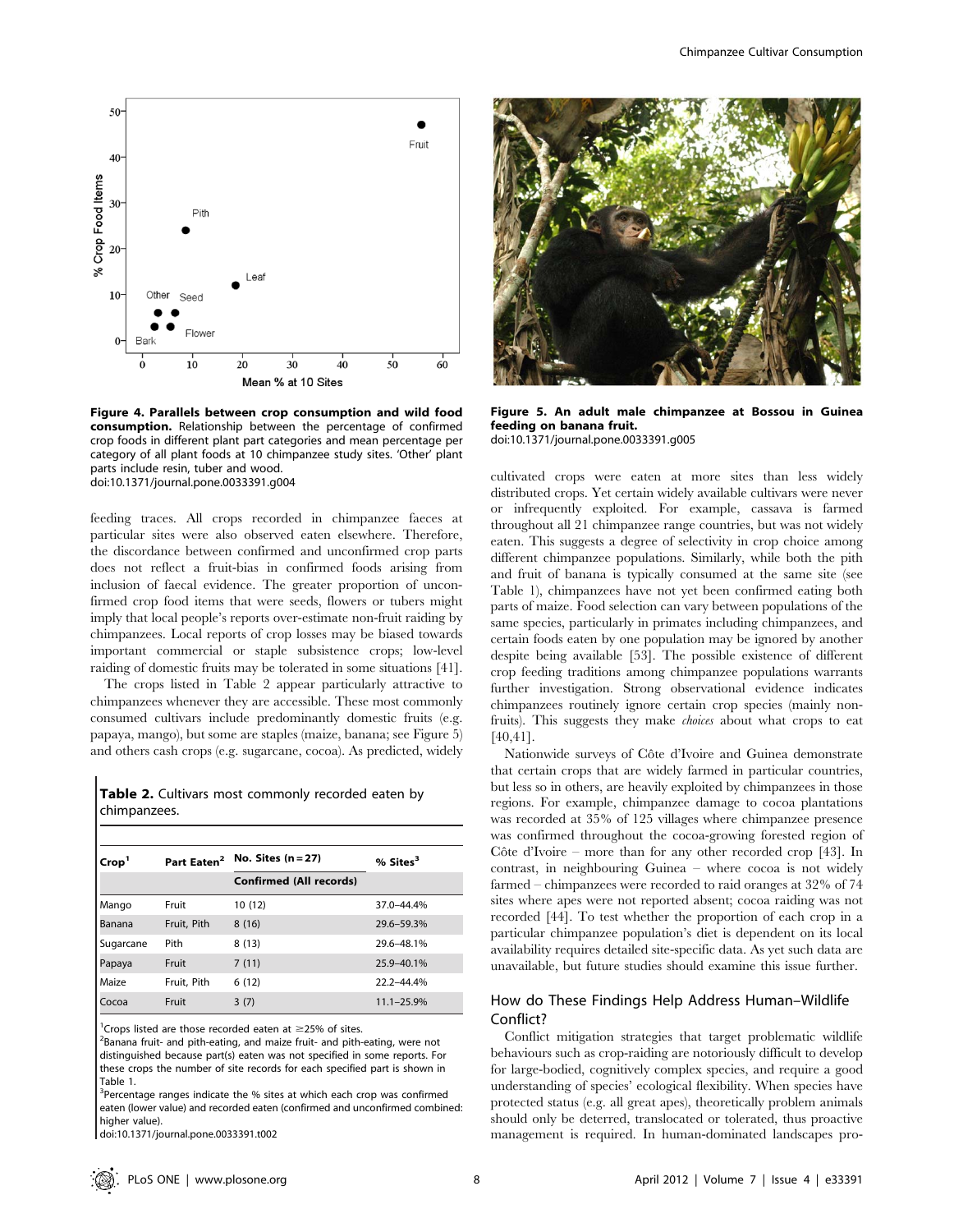Figure 4. Parallels between crop consumption and wild food consumption. Relationship between the percentage of confirmed crop foods in different plant part categories and mean percentage per category of all plant foods at 10 chimpanzee study sites. 'Other' plant parts include resin, tuber and wood.
doi:10.1371/journal.pone.0033391.g004

Figure 5. An adult male chimpanzee at Bossou in Guinea feeding on banana fruit.
doi:10.1371/journal.pone.0033391.g005

feeding traces. All crops recorded in chimpanzee faeces at particular sites were also observed eaten elsewhere. Therefore, the discordance between confirmed and unconfirmed crop parts does not reflect a fruit-bias in confirmed foods arising from inclusion of faecal evidence. The greater proportion of unconfirmed crop food items that were seeds, flowers or tubers might imply that local people's reports over-estimate non-fruit raiding by chimpanzees. Local reports of crop losses may be biased towards important commercial or staple subsistence crops; low-level raiding of domestic fruits may be tolerated in some situations [41].

The crops listed in Table 2 appear particularly attractive to chimpanzees whenever they are accessible. These most commonly consumed cultivars include predominantly domestic fruits (e.g. papaya, mango), but some are staples (maize, banana; see Figure 5) and others cash crops (e.g. sugarcane, cocoa). As predicted, widely cultivated crops were eaten at more sites than less widely distributed crops. Yet certain widely available cultivars were never or infrequently exploited. For example, cassava is farmed throughout all 21 chimpanzee range countries, but was not widely eaten. This suggests a degree of selectivity in crop choice among different chimpanzee populations. Similarly, while both the pith and fruit of banana is typically consumed at the same site (see Table 1), chimpanzees have not yet been confirmed eating both parts of maize. Food selection can vary between populations of the same species, particularly in primates including chimpanzees, and certain foods eaten by one population may be ignored by another despite being available [53]. The possible existence of different crop feeding traditions among chimpanzee populations warrants further investigation. Strong observational evidence indicates chimpanzees routinely ignore certain crop species (mainly non-fruits). This suggests they make *choices* about what crops to eat [40,41].

**Table 2.** Cultivars most commonly recorded eaten by chimpanzees.

| Crop[1] | Part Eaten[2] | No. Sites (n = 27) | % Sites[3] |
|---|---|---|---|
| | | Confirmed (All records) | |
| Mango | Fruit | 10 (12) | 37.0–44.4% |
| Banana | Fruit, Pith | 8 (16) | 29.6–59.3% |
| Sugarcane | Pith | 8 (13) | 29.6–48.1% |
| Papaya | Fruit | 7 (11) | 25.9–40.1% |
| Maize | Fruit, Pith | 6 (12) | 22.2–44.4% |
| Cocoa | Fruit | 3 (7) | 11.1–25.9% |

[1]Crops listed are those recorded eaten at ≥25% of sites.
[2]Banana fruit- and pith-eating, and maize fruit- and pith-eating, were not distinguished because part(s) eaten was not specified in some reports. For these crops the number of site records for each specified part is shown in Table 1.
[3]Percentage ranges indicate the % sites at which each crop was confirmed eaten (lower value) and recorded eaten (confirmed and unconfirmed combined: higher value).
doi:10.1371/journal.pone.0033391.t002

Nationwide surveys of Côte d'Ivoire and Guinea demonstrate that certain crops that are widely farmed in particular countries, but less so in others, are heavily exploited by chimpanzees in those regions. For example, chimpanzee damage to cocoa plantations was recorded at 35% of 125 villages where chimpanzee presence was confirmed throughout the cocoa-growing forested region of Côte d'Ivoire – more than for any other recorded crop [43]. In contrast, in neighbouring Guinea – where cocoa is not widely farmed – chimpanzees were recorded to raid oranges at 32% of 74 sites where apes were not reported absent; cocoa raiding was not recorded [44]. To test whether the proportion of each crop in a particular chimpanzee population's diet is dependent on its local availability requires detailed site-specific data. As yet such data are unavailable, but future studies should examine this issue further.

## How do These Findings Help Address Human–Wildlife Conflict?

Conflict mitigation strategies that target problematic wildlife behaviours such as crop-raiding are notoriously difficult to develop for large-bodied, cognitively complex species, and require a good understanding of species' ecological flexibility. When species have protected status (e.g. all great apes), theoretically problem animals should only be deterred, translocated or tolerated, thus proactive management is required. In human-dominated landscapes pro-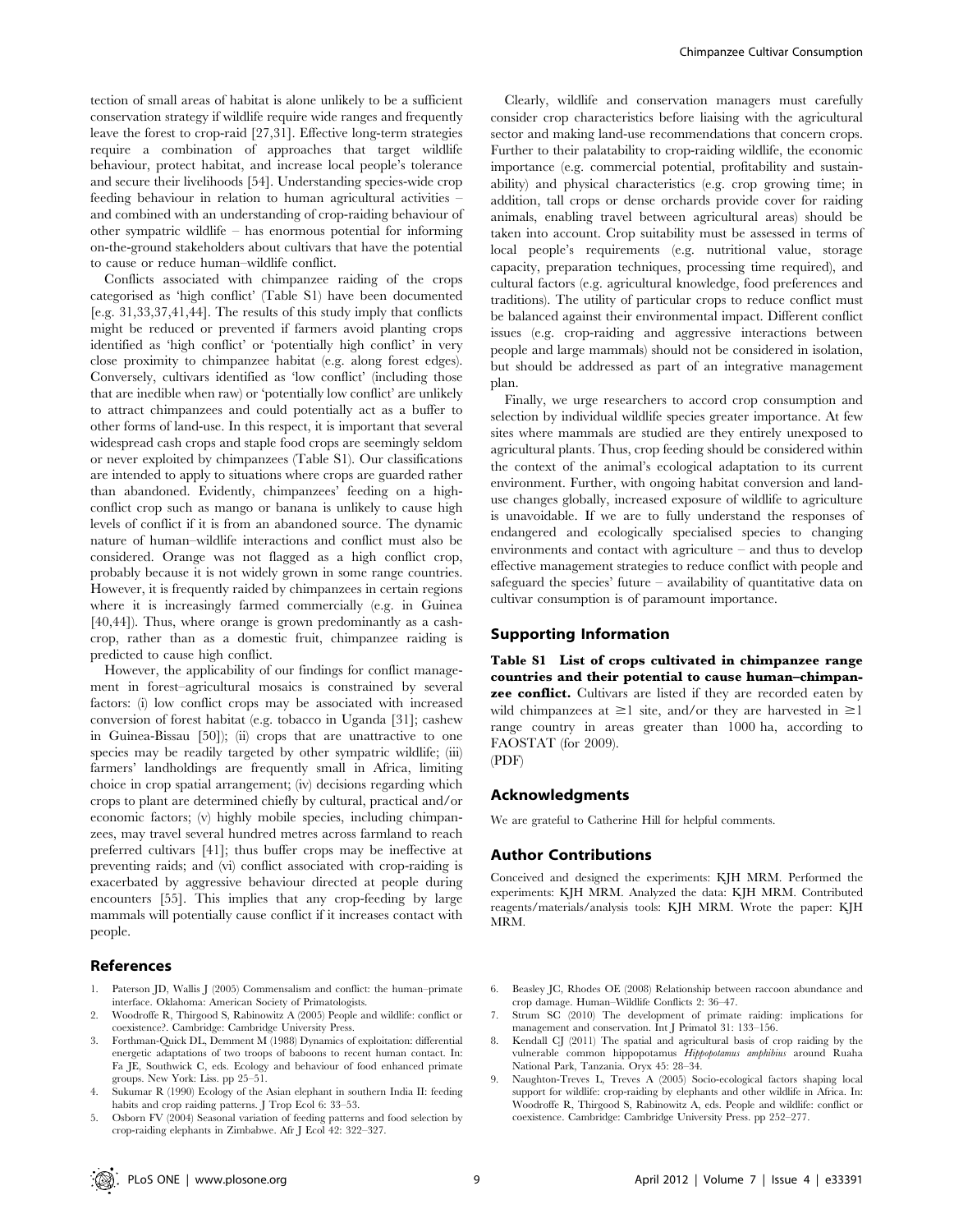tection of small areas of habitat is alone unlikely to be a sufficient conservation strategy if wildlife require wide ranges and frequently leave the forest to crop-raid [27,31]. Effective long-term strategies require a combination of approaches that target wildlife behaviour, protect habitat, and increase local people's tolerance and secure their livelihoods [54]. Understanding species-wide crop feeding behaviour in relation to human agricultural activities – and combined with an understanding of crop-raiding behaviour of other sympatric wildlife – has enormous potential for informing on-the-ground stakeholders about cultivars that have the potential to cause or reduce human–wildlife conflict.

Conflicts associated with chimpanzee raiding of the crops categorised as 'high conflict' (Table S1) have been documented [e.g. 31,33,37,41,44]. The results of this study imply that conflicts might be reduced or prevented if farmers avoid planting crops identified as 'high conflict' or 'potentially high conflict' in very close proximity to chimpanzee habitat (e.g. along forest edges). Conversely, cultivars identified as 'low conflict' (including those that are inedible when raw) or 'potentially low conflict' are unlikely to attract chimpanzees and could potentially act as a buffer to other forms of land-use. In this respect, it is important that several widespread cash crops and staple food crops are seemingly seldom or never exploited by chimpanzees (Table S1). Our classifications are intended to apply to situations where crops are guarded rather than abandoned. Evidently, chimpanzees' feeding on a high-conflict crop such as mango or banana is unlikely to cause high levels of conflict if it is from an abandoned source. The dynamic nature of human–wildlife interactions and conflict must also be considered. Orange was not flagged as a high conflict crop, probably because it is not widely grown in some range countries. However, it is frequently raided by chimpanzees in certain regions where it is increasingly farmed commercially (e.g. in Guinea [40,44]). Thus, where orange is grown predominantly as a cash-crop, rather than as a domestic fruit, chimpanzee raiding is predicted to cause high conflict.

However, the applicability of our findings for conflict management in forest–agricultural mosaics is constrained by several factors: (i) low conflict crops may be associated with increased conversion of forest habitat (e.g. tobacco in Uganda [31]; cashew in Guinea-Bissau [50]); (ii) crops that are unattractive to one species may be readily targeted by other sympatric wildlife; (iii) farmers' landholdings are frequently small in Africa, limiting choice in crop spatial arrangement; (iv) decisions regarding which crops to plant are determined chiefly by cultural, practical and/or economic factors; (v) highly mobile species, including chimpanzees, may travel several hundred metres across farmland to reach preferred cultivars [41]; thus buffer crops may be ineffective at preventing raids; and (vi) conflict associated with crop-raiding is exacerbated by aggressive behaviour directed at people during encounters [55]. This implies that any crop-feeding by large mammals will potentially cause conflict if it increases contact with people.

Clearly, wildlife and conservation managers must carefully consider crop characteristics before liaising with the agricultural sector and making land-use recommendations that concern crops. Further to their palatability to crop-raiding wildlife, the economic importance (e.g. commercial potential, profitability and sustainability) and physical characteristics (e.g. crop growing time; in addition, tall crops or dense orchards provide cover for raiding animals, enabling travel between agricultural areas) should be taken into account. Crop suitability must be assessed in terms of local people's requirements (e.g. nutritional value, storage capacity, preparation techniques, processing time required), and cultural factors (e.g. agricultural knowledge, food preferences and traditions). The utility of particular crops to reduce conflict must be balanced against their environmental impact. Different conflict issues (e.g. crop-raiding and aggressive interactions between people and large mammals) should not be considered in isolation, but should be addressed as part of an integrative management plan.

Finally, we urge researchers to accord crop consumption and selection by individual wildlife species greater importance. At few sites where mammals are studied are they entirely unexposed to agricultural plants. Thus, crop feeding should be considered within the context of the animal's ecological adaptation to its current environment. Further, with ongoing habitat conversion and land-use changes globally, increased exposure of wildlife to agriculture is unavoidable. If we are to fully understand the responses of endangered and ecologically specialised species to changing environments and contact with agriculture – and thus to develop effective management strategies to reduce conflict with people and safeguard the species' future – availability of quantitative data on cultivar consumption is of paramount importance.

## Supporting Information

**Table S1 List of crops cultivated in chimpanzee range countries and their potential to cause human–chimpanzee conflict.** Cultivars are listed if they are recorded eaten by wild chimpanzees at $\geq 1$ site, and/or they are harvested in $\geq 1$ range country in areas greater than 1000 ha, according to FAOSTAT (for 2009).
(PDF)

## Acknowledgments

We are grateful to Catherine Hill for helpful comments.

## Author Contributions

Conceived and designed the experiments: KJH MRM. Performed the experiments: KJH MRM. Analyzed the data: KJH MRM. Contributed reagents/materials/analysis tools: KJH MRM. Wrote the paper: KJH MRM.

## References

1. Paterson JD, Wallis J (2005) Commensalism and conflict: the human–primate interface. Oklahoma: American Society of Primatologists.
2. Woodroffe R, Thirgood S, Rabinowitz A (2005) People and wildlife: conflict or coexistence?. Cambridge: Cambridge University Press.
3. Forthman-Quick DL, Demment M (1988) Dynamics of exploitation: differential energetic adaptations of two troops of baboons to recent human contact. In: Fa JE, Southwick C, eds. Ecology and behaviour of food enhanced primate groups. New York: Liss. pp 25–51.
4. Sukumar R (1990) Ecology of the Asian elephant in southern India II: feeding habits and crop raiding patterns. J Trop Ecol 6: 33–53.
5. Osborn FV (2004) Seasonal variation of feeding patterns and food selection by crop-raiding elephants in Zimbabwe. Afr J Ecol 42: 322–327.
6. Beasley JC, Rhodes OE (2008) Relationship between raccoon abundance and crop damage. Human–Wildlife Conflicts 2: 36–47.
7. Strum SC (2010) The development of primate raiding: implications for management and conservation. Int J Primatol 31: 133–156.
8. Kendall CJ (2011) The spatial and agricultural basis of crop raiding by the vulnerable common hippopotamus *Hippopotamus amphibius* around Ruaha National Park, Tanzania. Oryx 45: 28–34.
9. Naughton-Treves L, Treves A (2005) Socio-ecological factors shaping local support for wildlife: crop-raiding by elephants and other wildlife in Africa. In: Woodroffe R, Thirgood S, Rabinowitz A, eds. People and wildlife: conflict or coexistence. Cambridge: Cambridge University Press. pp 252–277.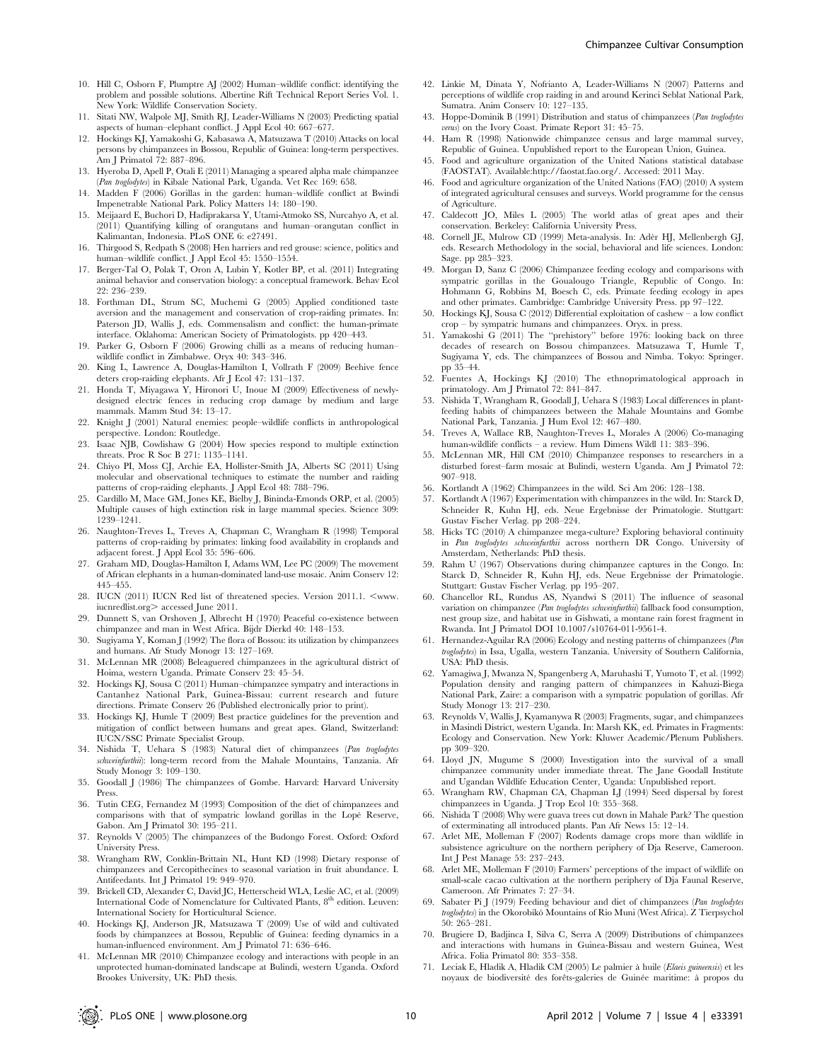10. Hill C, Osborn F, Plumptre AJ (2002) Human–wildlife conflict: identifying the problem and possible solutions. Albertine Rift Technical Report Series Vol. 1. New York: Wildlife Conservation Society.
11. Sitati NW, Walpole MJ, Smith RJ, Leader-Williams N (2003) Predicting spatial aspects of human–elephant conflict. J Appl Ecol 40: 667–677.
12. Hockings KJ, Yamakoshi G, Kabasawa A, Matsuzawa T (2010) Attacks on local persons by chimpanzees in Bossou, Republic of Guinea: long-term perspectives. Am J Primatol 72: 887–896.
13. Hyeroba D, Apell P, Otali E (2011) Managing a speared alpha male chimpanzee (*Pan troglodytes*) in Kibale National Park, Uganda. Vet Rec 169: 658.
14. Madden F (2006) Gorillas in the garden: human–wildlife conflict at Bwindi Impenetrable National Park. Policy Matters 14: 180–190.
15. Meijaard E, Buchori D, Hadiprakarsa Y, Utami-Atmoko SS, Nurcahyo A, et al. (2011) Quantifying killing of orangutans and human–orangutan conflict in Kalimantan, Indonesia. PLoS ONE 6: e27491.
16. Thirgood S, Redpath S (2008) Hen harriers and red grouse: science, politics and human–wildlife conflict. J Appl Ecol 45: 1550–1554.
17. Berger-Tal O, Polak T, Oron A, Lubin Y, Kotler BP, et al. (2011) Integrating animal behavior and conservation biology: a conceptual framework. Behav Ecol 22: 236–239.
18. Forthman DL, Strum SC, Muchemi G (2005) Applied conditioned taste aversion and the management and conservation of crop-raiding primates. In: Paterson JD, Wallis J, eds. Commensalism and conflict: the human-primate interface. Oklahoma: American Society of Primatologists. pp 420–443.
19. Parker G, Osborn F (2006) Growing chilli as a means of reducing human–wildlife conflict in Zimbabwe. Oryx 40: 343–346.
20. King L, Lawrence A, Douglas-Hamilton I, Vollrath F (2009) Beehive fence deters crop-raiding elephants. Afr J Ecol 47: 131–137.
21. Honda T, Miyagawa Y, Hironori U, Inoue M (2009) Effectiveness of newly-designed electric fences in reducing crop damage by medium and large mammals. Mamm Stud 34: 13–17.
22. Knight J (2001) Natural enemies: people–wildlife conflicts in anthropological perspective. London: Routledge.
23. Isaac NJB, Cowlishaw G (2004) How species respond to multiple extinction threats. Proc R Soc B 271: 1135–1141.
24. Chiyo PI, Moss CJ, Archie EA, Hollister-Smith JA, Alberts SC (2011) Using molecular and observational techniques to estimate the number and raiding patterns of crop-raiding elephants. J Appl Ecol 48: 788–796.
25. Cardillo M, Mace GM, Jones KE, Bielby J, Bininda-Emonds ORP, et al. (2005) Multiple causes of high extinction risk in large mammal species. Science 309: 1239–1241.
26. Naughton-Treves L, Treves A, Chapman C, Wrangham R (1998) Temporal patterns of crop-raiding by primates: linking food availability in croplands and adjacent forest. J Appl Ecol 35: 596–606.
27. Graham MD, Douglas-Hamilton I, Adams WM, Lee PC (2009) The movement of African elephants in a human-dominated land-use mosaic. Anim Conserv 12: 445–455.
28. IUCN (2011) IUCN Red list of threatened species. Version 2011.1. <www.iucnredlist.org> accessed June 2011.
29. Dunnett S, van Orshoven J, Albrecht H (1970) Peaceful co-existence between chimpanzee and man in West Africa. Bijdr Dierkd 40: 148–153.
30. Sugiyama Y, Koman J (1992) The flora of Bossou: its utilization by chimpanzees and humans. Afr Study Monogr 13: 127–169.
31. McLennan MR (2008) Beleaguered chimpanzees in the agricultural district of Hoima, western Uganda. Primate Conserv 23: 45–54.
32. Hockings KJ, Sousa C (2011) Human–chimpanzee sympatry and interactions in Cantanhez National Park, Guinea-Bissau: current research and future directions. Primate Conserv 26 (Published electronically prior to print).
33. Hockings KJ, Humle T (2009) Best practice guidelines for the prevention and mitigation of conflict between humans and great apes. Gland, Switzerland: IUCN/SSC Primate Specialist Group.
34. Nishida T, Uehara S (1983) Natural diet of chimpanzees (*Pan troglodytes schweinfurthii*): long-term record from the Mahale Mountains, Tanzania. Afr Study Monogr 3: 109–130.
35. Goodall J (1986) The chimpanzees of Gombe. Harvard: Harvard University Press.
36. Tutin CEG, Fernandez M (1993) Composition of the diet of chimpanzees and comparisons with that of sympatric lowland gorillas in the Lopé Reserve, Gabon. Am J Primatol 30: 195–211.
37. Reynolds V (2005) The chimpanzees of the Budongo Forest. Oxford: Oxford University Press.
38. Wrangham RW, Conklin-Brittain NL, Hunt KD (1998) Dietary response of chimpanzees and Cercopithecines to seasonal variation in fruit abundance. I. Antifeedants. Int J Primatol 19: 949–970.
39. Brickell CD, Alexander C, David JC, Hetterscheid WLA, Leslie AC, et al. (2009) International Code of Nomenclature for Cultivated Plants, 8th edition. Leuven: International Society for Horticultural Science.
40. Hockings KJ, Anderson JR, Matsuzawa T (2009) Use of wild and cultivated foods by chimpanzees at Bossou, Republic of Guinea: feeding dynamics in a human-influenced environment. Am J Primatol 71: 636–646.
41. McLennan MR (2010) Chimpanzee ecology and interactions with people in an unprotected human-dominated landscape at Bulindi, western Uganda. Oxford Brookes University, UK: PhD thesis.
42. Linkie M, Dinata Y, Nofrianto A, Leader-Williams N (2007) Patterns and perceptions of wildlife crop raiding in and around Kerinci Seblat National Park, Sumatra. Anim Conserv 10: 127–135.
43. Hoppe-Dominik B (1991) Distribution and status of chimpanzees (*Pan troglodytes verus*) on the Ivory Coast. Primate Report 31: 45–75.
44. Ham R (1998) Nationwide chimpanzee census and large mammal survey, Republic of Guinea. Unpublished report to the European Union, Guinea.
45. Food and agriculture organization of the United Nations statistical database (FAOSTAT). Available:http://faostat.fao.org/. Accessed: 2011 May.
46. Food and agriculture organization of the United Nations (FAO) (2010) A system of integrated agricultural censuses and surveys. World programme for the census of Agriculture.
47. Caldecott JO, Miles L (2005) The world atlas of great apes and their conservation. Berkeley: California University Press.
48. Cornell JE, Mulrow CD (1999) Meta-analysis. In: Adèr HJ, Mellenbergh GJ, eds. Research Methodology in the social, behavioral and life sciences. London: Sage. pp 285–323.
49. Morgan D, Sanz C (2006) Chimpanzee feeding ecology and comparisons with sympatric gorillas in the Goualougo Triangle, Republic of Congo. In: Hohmann G, Robbins M, Boesch C, eds. Primate feeding ecology in apes and other primates. Cambridge: Cambridge University Press. pp 97–122.
50. Hockings KJ, Sousa C (2012) Differential exploitation of cashew – a low conflict crop – by sympatric humans and chimpanzees. Oryx. in press.
51. Yamakoshi G (2011) The "prehistory" before 1976: looking back on three decades of research on Bossou chimpanzees. Matsuzawa T, Humle T, Sugiyama Y, eds. The chimpanzees of Bossou and Nimba. Tokyo: Springer. pp 35–44.
52. Fuentes A, Hockings KJ (2010) The ethnoprimatological approach in primatology. Am J Primatol 72: 841–847.
53. Nishida T, Wrangham R, Goodall J, Uehara S (1983) Local differences in plant-feeding habits of chimpanzees between the Mahale Mountains and Gombe National Park, Tanzania. J Hum Evol 12: 467–480.
54. Treves A, Wallace RB, Naughton-Treves L, Morales A (2006) Co-managing human-wildlife conflicts – a review. Hum Dimens Wildl 11: 383–396.
55. McLennan MR, Hill CM (2010) Chimpanzee responses to researchers in a disturbed forest–farm mosaic at Bulindi, western Uganda. Am J Primatol 72: 907–918.
56. Kortlandt A (1962) Chimpanzees in the wild. Sci Am 206: 128–138.
57. Kortlandt A (1967) Experimentation with chimpanzees in the wild. In: Starck D, Schneider R, Kuhn HJ, eds. Neue Ergebnisse der Primatologie. Stuttgart: Gustav Fischer Verlag. pp 208–224.
58. Hicks TC (2010) A chimpanzee mega-culture? Exploring behavioral continuity in *Pan troglodytes schweinfurthii* across northern DR Congo. University of Amsterdam, Netherlands: PhD thesis.
59. Rahm U (1967) Observations during chimpanzee captures in the Congo. In: Starck D, Schneider R, Kuhn HJ, eds. Neue Ergebnisse der Primatologie. Stuttgart: Gustav Fischer Verlag. pp 195–207.
60. Chancellor RL, Rundus AS, Nyandwi S (2011) The influence of seasonal variation on chimpanzee (*Pan troglodytes schweinfurthii*) fallback food consumption, nest group size, and habitat use in Gishwati, a montane rain forest fragment in Rwanda. Int J Primatol DOI 10.1007/s10764-011-9561-4.
61. Hernandez-Aguilar RA (2006) Ecology and nesting patterns of chimpanzees (*Pan troglodytes*) in Issa, Ugalla, western Tanzania. University of Southern California, USA: PhD thesis.
62. Yamagiwa J, Mwanza N, Spangenberg A, Maruhashi T, Yumoto T, et al. (1992) Population density and ranging pattern of chimpanzees in Kahuzi-Biega National Park, Zaire: a comparison with a sympatric population of gorillas. Afr Study Monogr 13: 217–230.
63. Reynolds V, Wallis J, Kyamanywa R (2003) Fragments, sugar, and chimpanzees in Masindi District, western Uganda. In: Marsh KK, ed. Primates in Fragments: Ecology and Conservation. New York: Kluwer Academic/Plenum Publishers. pp 309–320.
64. Lloyd JN, Mugume S (2000) Investigation into the survival of a small chimpanzee community under immediate threat. The Jane Goodall Institute and Ugandan Wildlife Education Center, Uganda: Unpublished report.
65. Wrangham RW, Chapman CA, Chapman LJ (1994) Seed dispersal by forest chimpanzees in Uganda. J Trop Ecol 10: 355–368.
66. Nishida T (2008) Why were guava trees cut down in Mahale Park? The question of exterminating all introduced plants. Pan Afr News 15: 12–14.
67. Arlet ME, Molleman F (2007) Rodents damage crops more than wildlife in subsistence agriculture on the northern periphery of Dja Reserve, Cameroon. Int J Pest Manage 53: 237–243.
68. Arlet ME, Molleman F (2010) Farmers' perceptions of the impact of wildlife on small-scale cacao cultivation at the northern periphery of Dja Faunal Reserve, Cameroon. Afr Primates 7: 27–34.
69. Sabater Pi J (1979) Feeding behaviour and diet of chimpanzees (*Pan troglodytes troglodytes*) in the Okorobikó Mountains of Rio Muni (West Africa). Z Tierpsychol 50: 265–281.
70. Brugiere D, Badjinca I, Silva C, Serra A (2009) Distributions of chimpanzees and interactions with humans in Guinea-Bissau and western Guinea, West Africa. Folia Primatol 80: 353–358.
71. Leciak E, Hladik A, Hladik CM (2005) Le palmier à huile (*Elaeis guineensis*) et les noyaux de biodiversité des forêts-galeries de Guinée maritime: à propos du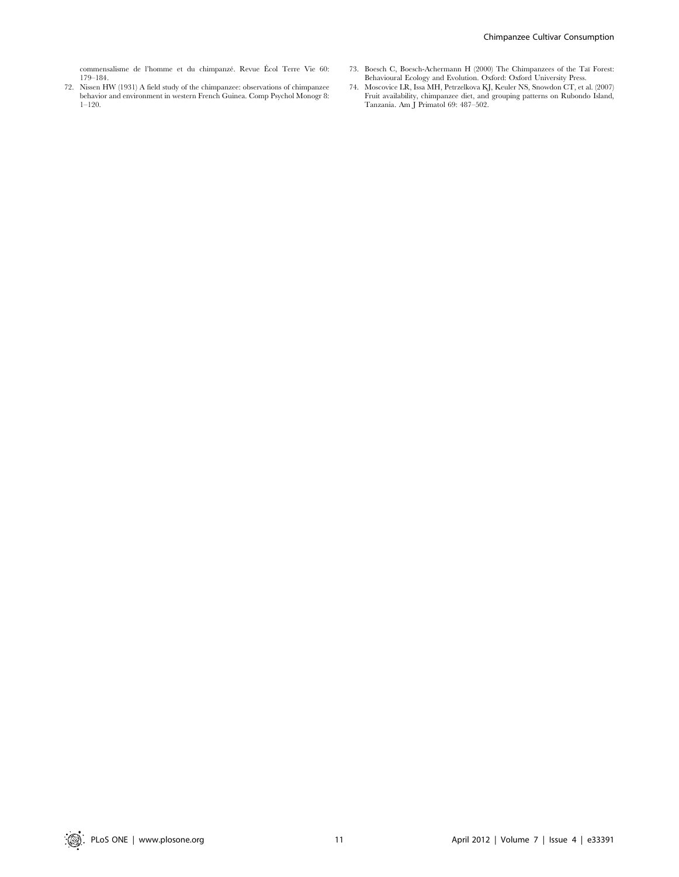commensalisme de l'homme et du chimpanzé. Revue Écol Terre Vie 60: 179–184.

72. Nissen HW (1931) A field study of the chimpanzee: observations of chimpanzee behavior and environment in western French Guinea. Comp Psychol Monogr 8: 1–120.
73. Boesch C, Boesch-Achermann H (2000) The Chimpanzees of the Taï Forest: Behavioural Ecology and Evolution. Oxford: Oxford University Press.
74. Moscovice LR, Issa MH, Petrzelkova KJ, Keuler NS, Snowdon CT, et al. (2007) Fruit availability, chimpanzee diet, and grouping patterns on Rubondo Island, Tanzania. Am J Primatol 69: 487–502.